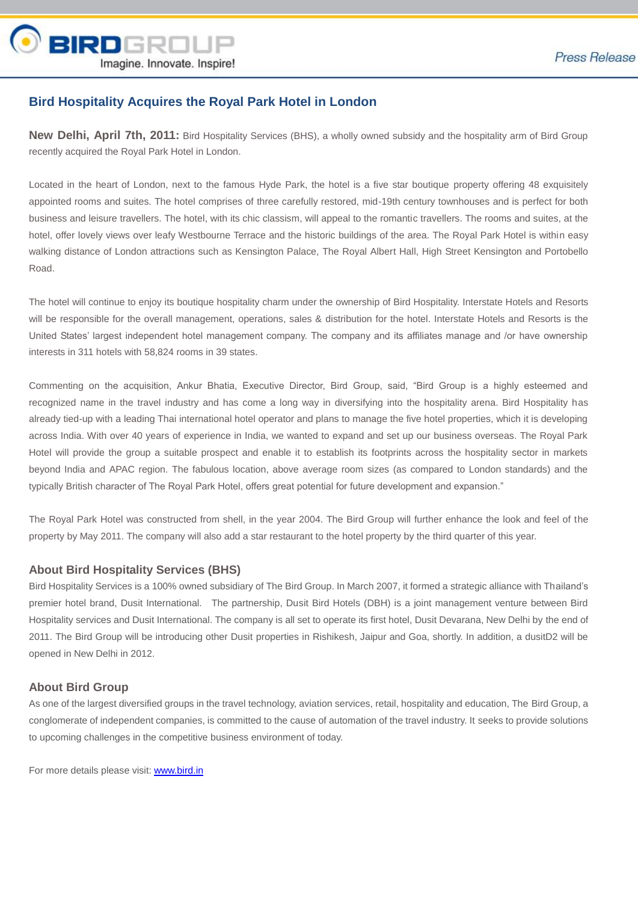# Bird Hospitality Acquires the Royal Park Hotel in London

**New Delhi, April 7th, 2011:** Bird Hospitality Services (BHS), a wholly owned subsidy and the hospitality arm of Bird Group recently acquired the Royal Park Hotel in London.

Located in the heart of London, next to the famous Hyde Park, the hotel is a five star boutique property offering 48 exquisitely appointed rooms and suites. The hotel comprises of three carefully restored, mid-19th century townhouses and is perfect for both business and leisure travellers. The hotel, with its chic classism, will appeal to the romantic travellers. The rooms and suites, at the hotel, offer lovely views over leafy Westbourne Terrace and the historic buildings of the area. The Royal Park Hotel is within easy walking distance of London attractions such as Kensington Palace, The Royal Albert Hall, High Street Kensington and Portobello Road.

The hotel will continue to enjoy its boutique hospitality charm under the ownership of Bird Hospitality. Interstate Hotels and Resorts will be responsible for the overall management, operations, sales & distribution for the hotel. Interstate Hotels and Resorts is the United States' largest independent hotel management company. The company and its affiliates manage and /or have ownership interests in 311 hotels with 58,824 rooms in 39 states.

Commenting on the acquisition, Ankur Bhatia, Executive Director, Bird Group, said, "Bird Group is a highly esteemed and recognized name in the travel industry and has come a long way in diversifying into the hospitality arena. Bird Hospitality has already tied-up with a leading Thai international hotel operator and plans to manage the five hotel properties, which it is developing across India. With over 40 years of experience in India, we wanted to expand and set up our business overseas. The Royal Park Hotel will provide the group a suitable prospect and enable it to establish its footprints across the hospitality sector in markets beyond India and APAC region. The fabulous location, above average room sizes (as compared to London standards) and the typically British character of The Royal Park Hotel, offers great potential for future development and expansion."

The Royal Park Hotel was constructed from shell, in the year 2004. The Bird Group will further enhance the look and feel of the property by May 2011. The company will also add a star restaurant to the hotel property by the third quarter of this year.

## About Bird Hospitality Services (BHS)

Bird Hospitality Services is a 100% owned subsidiary of The Bird Group. In March 2007, it formed a strategic alliance with Thailand's premier hotel brand, Dusit International. The partnership, Dusit Bird Hotels (DBH) is a joint management venture between Bird Hospitality services and Dusit International. The company is all set to operate its first hotel, Dusit Devarana, New Delhi by the end of 2011. The Bird Group will be introducing other Dusit properties in Rishikesh, Jaipur and Goa, shortly. In addition, a dusitD2 will be opened in New Delhi in 2012.

## About Bird Group

As one of the largest diversified groups in the travel technology, aviation services, retail, hospitality and education, The Bird Group, a conglomerate of independent companies, is committed to the cause of automation of the travel industry. It seeks to provide solutions to upcoming challenges in the competitive business environment of today.

For more details please visit: www.bird.in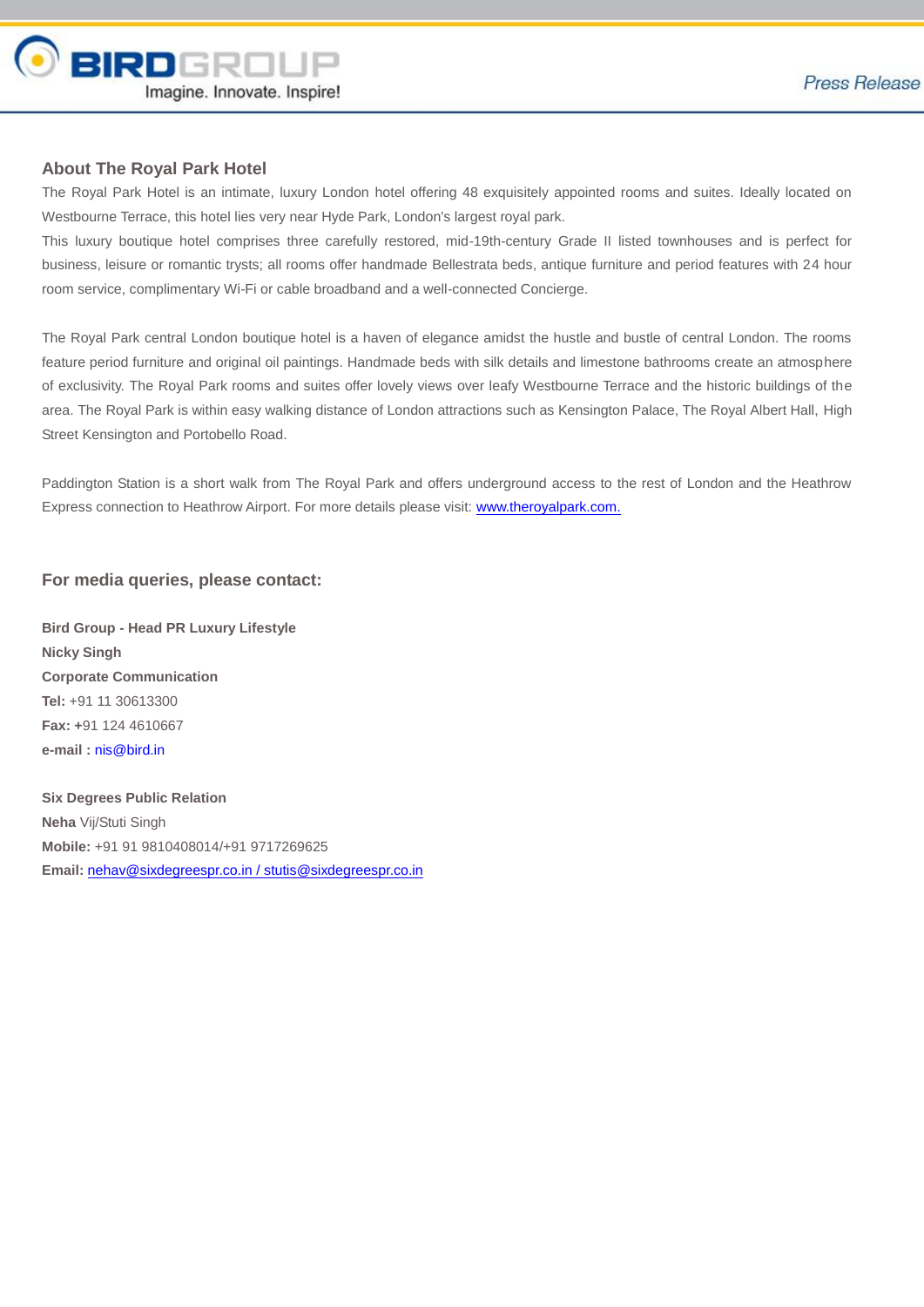## About The Royal Park Hotel

The Royal Park Hotel is an intimate, luxury London hotel offering 48 exquisitely appointed rooms and suites. Ideally located on Westbourne Terrace, this hotel lies very near Hyde Park, London's largest royal park.

This luxury boutique hotel comprises three carefully restored, mid-19th-century Grade II listed townhouses and is perfect for business, leisure or romantic trysts; all rooms offer handmade Bellestrata beds, antique furniture and period features with 24 hour room service, complimentary Wi-Fi or cable broadband and a well-connected Concierge.

The Royal Park central London boutique hotel is a haven of elegance amidst the hustle and bustle of central London. The rooms feature period furniture and original oil paintings. Handmade beds with silk details and limestone bathrooms create an atmosphere of exclusivity. The Royal Park rooms and suites offer lovely views over leafy Westbourne Terrace and the historic buildings of the area. The Royal Park is within easy walking distance of London attractions such as Kensington Palace, The Royal Albert Hall, High Street Kensington and Portobello Road.

Paddington Station is a short walk from The Royal Park and offers underground access to the rest of London and the Heathrow Express connection to Heathrow Airport. For more details please visit: www.theroyalpark.com.

## For media queries, please contact:

**Bird Group - Head PR Luxury Lifestyle**
**Nicky Singh**
**Corporate Communication**
**Tel:** +91 11 30613300
**Fax:** +91 124 4610667
**e-mail :** nis@bird.in

**Six Degrees Public Relation**
**Neha** Vij/Stuti Singh
**Mobile:** +91 91 9810408014/+91 9717269625
**Email:** nehav@sixdegreespr.co.in / stutis@sixdegreespr.co.in